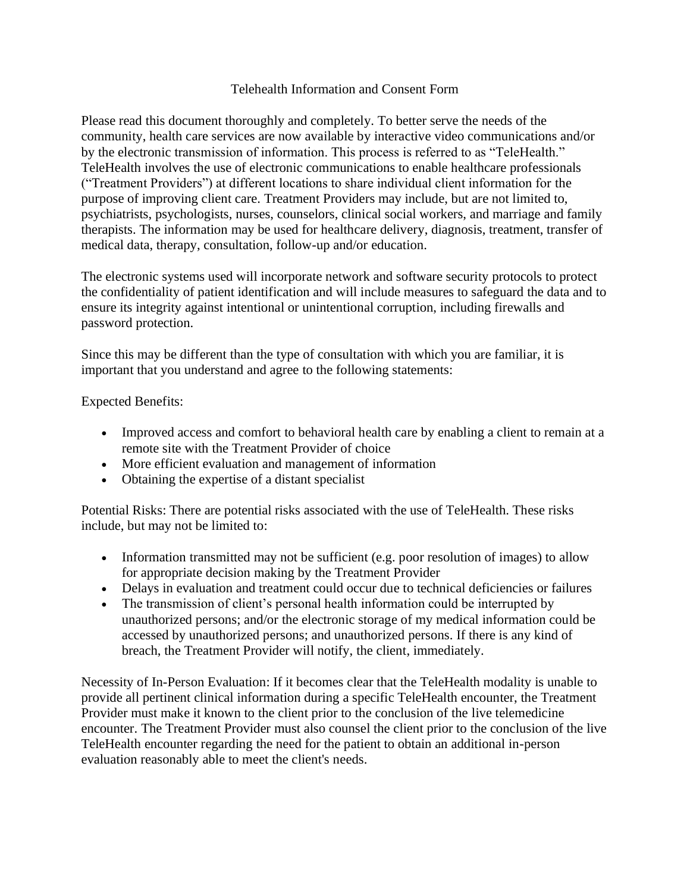# Telehealth Information and Consent Form

Please read this document thoroughly and completely. To better serve the needs of the community, health care services are now available by interactive video communications and/or by the electronic transmission of information. This process is referred to as "TeleHealth." TeleHealth involves the use of electronic communications to enable healthcare professionals ("Treatment Providers") at different locations to share individual client information for the purpose of improving client care. Treatment Providers may include, but are not limited to, psychiatrists, psychologists, nurses, counselors, clinical social workers, and marriage and family therapists. The information may be used for healthcare delivery, diagnosis, treatment, transfer of medical data, therapy, consultation, follow-up and/or education.

The electronic systems used will incorporate network and software security protocols to protect the confidentiality of patient identification and will include measures to safeguard the data and to ensure its integrity against intentional or unintentional corruption, including firewalls and password protection.

Since this may be different than the type of consultation with which you are familiar, it is important that you understand and agree to the following statements:

Expected Benefits:

- Improved access and comfort to behavioral health care by enabling a client to remain at a remote site with the Treatment Provider of choice
- More efficient evaluation and management of information
- Obtaining the expertise of a distant specialist

Potential Risks: There are potential risks associated with the use of TeleHealth. These risks include, but may not be limited to:

- Information transmitted may not be sufficient (e.g. poor resolution of images) to allow for appropriate decision making by the Treatment Provider
- Delays in evaluation and treatment could occur due to technical deficiencies or failures
- The transmission of client's personal health information could be interrupted by unauthorized persons; and/or the electronic storage of my medical information could be accessed by unauthorized persons; and unauthorized persons. If there is any kind of breach, the Treatment Provider will notify, the client, immediately.

Necessity of In-Person Evaluation: If it becomes clear that the TeleHealth modality is unable to provide all pertinent clinical information during a specific TeleHealth encounter, the Treatment Provider must make it known to the client prior to the conclusion of the live telemedicine encounter. The Treatment Provider must also counsel the client prior to the conclusion of the live TeleHealth encounter regarding the need for the patient to obtain an additional in-person evaluation reasonably able to meet the client's needs.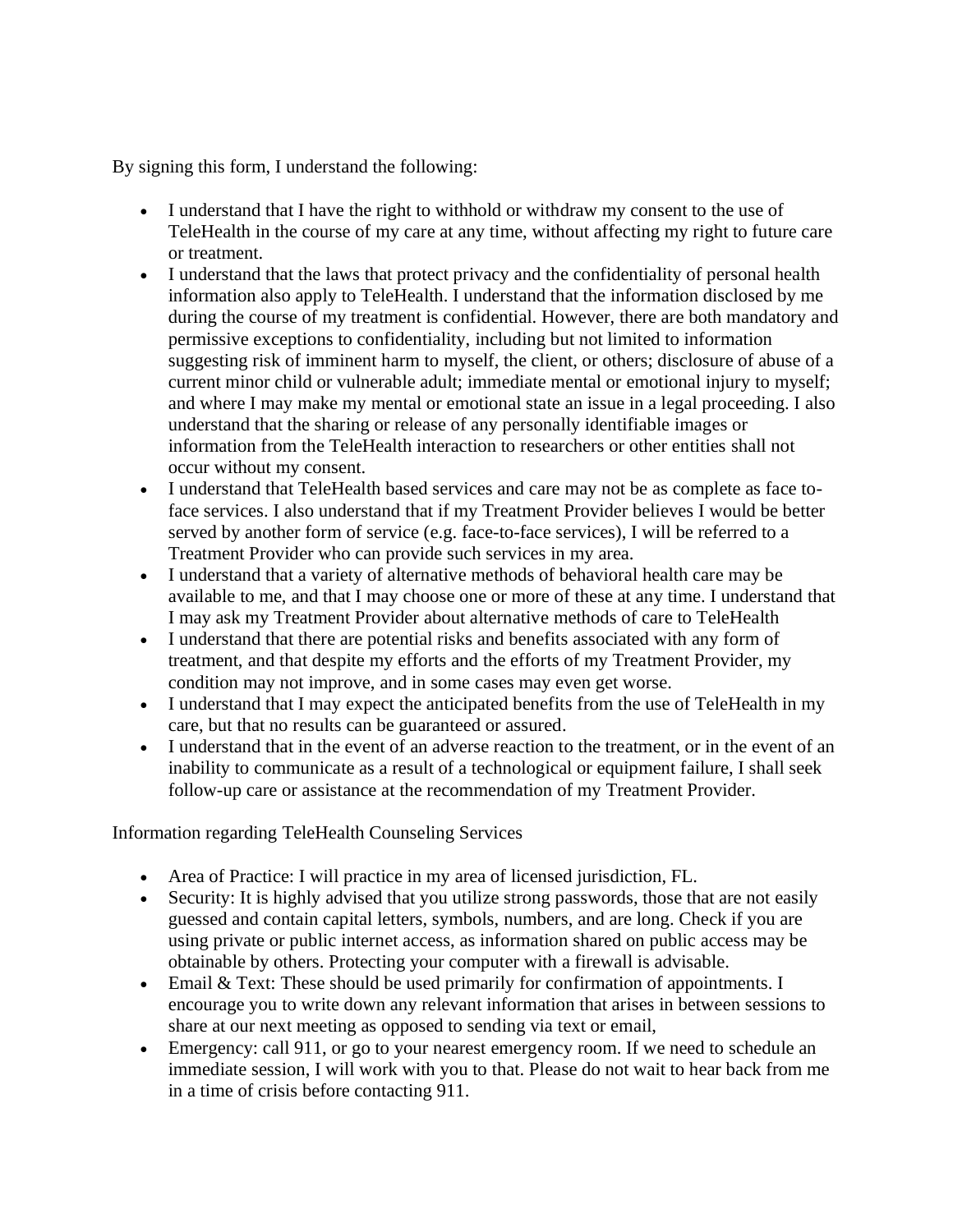By signing this form, I understand the following:

- I understand that I have the right to withhold or withdraw my consent to the use of TeleHealth in the course of my care at any time, without affecting my right to future care or treatment.
- I understand that the laws that protect privacy and the confidentiality of personal health information also apply to TeleHealth. I understand that the information disclosed by me during the course of my treatment is confidential. However, there are both mandatory and permissive exceptions to confidentiality, including but not limited to information suggesting risk of imminent harm to myself, the client, or others; disclosure of abuse of a current minor child or vulnerable adult; immediate mental or emotional injury to myself; and where I may make my mental or emotional state an issue in a legal proceeding. I also understand that the sharing or release of any personally identifiable images or information from the TeleHealth interaction to researchers or other entities shall not occur without my consent.
- I understand that TeleHealth based services and care may not be as complete as face to-face services. I also understand that if my Treatment Provider believes I would be better served by another form of service (e.g. face-to-face services), I will be referred to a Treatment Provider who can provide such services in my area.
- I understand that a variety of alternative methods of behavioral health care may be available to me, and that I may choose one or more of these at any time. I understand that I may ask my Treatment Provider about alternative methods of care to TeleHealth
- I understand that there are potential risks and benefits associated with any form of treatment, and that despite my efforts and the efforts of my Treatment Provider, my condition may not improve, and in some cases may even get worse.
- I understand that I may expect the anticipated benefits from the use of TeleHealth in my care, but that no results can be guaranteed or assured.
- I understand that in the event of an adverse reaction to the treatment, or in the event of an inability to communicate as a result of a technological or equipment failure, I shall seek follow-up care or assistance at the recommendation of my Treatment Provider.

Information regarding TeleHealth Counseling Services

- Area of Practice: I will practice in my area of licensed jurisdiction, FL.
- Security: It is highly advised that you utilize strong passwords, those that are not easily guessed and contain capital letters, symbols, numbers, and are long. Check if you are using private or public internet access, as information shared on public access may be obtainable by others. Protecting your computer with a firewall is advisable.
- Email & Text: These should be used primarily for confirmation of appointments. I encourage you to write down any relevant information that arises in between sessions to share at our next meeting as opposed to sending via text or email,
- Emergency: call 911, or go to your nearest emergency room. If we need to schedule an immediate session, I will work with you to that. Please do not wait to hear back from me in a time of crisis before contacting 911.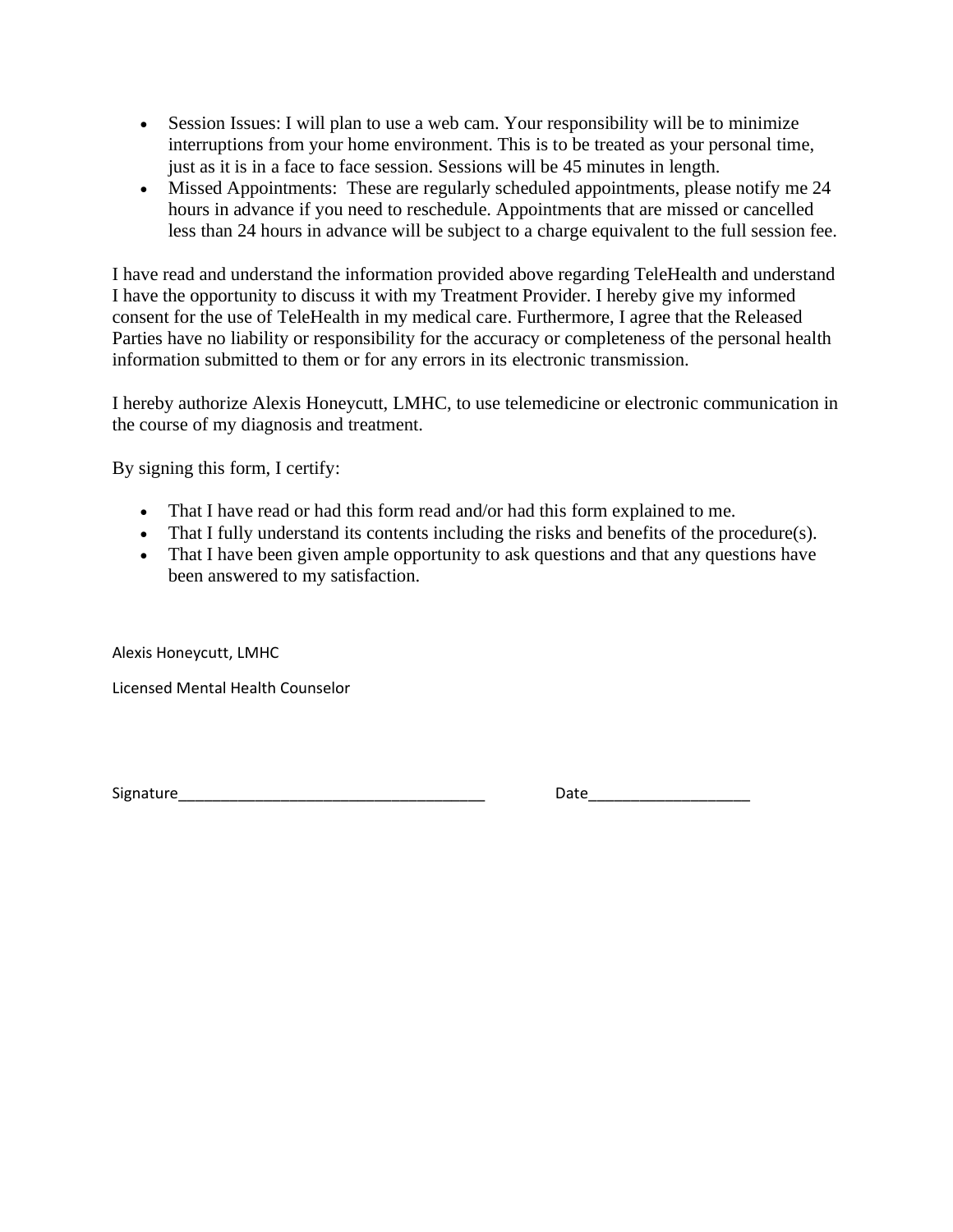- Session Issues: I will plan to use a web cam. Your responsibility will be to minimize interruptions from your home environment. This is to be treated as your personal time, just as it is in a face to face session. Sessions will be 45 minutes in length.
- Missed Appointments: These are regularly scheduled appointments, please notify me 24 hours in advance if you need to reschedule. Appointments that are missed or cancelled less than 24 hours in advance will be subject to a charge equivalent to the full session fee.

I have read and understand the information provided above regarding TeleHealth and understand I have the opportunity to discuss it with my Treatment Provider. I hereby give my informed consent for the use of TeleHealth in my medical care. Furthermore, I agree that the Released Parties have no liability or responsibility for the accuracy or completeness of the personal health information submitted to them or for any errors in its electronic transmission.

I hereby authorize Alexis Honeycutt, LMHC, to use telemedicine or electronic communication in the course of my diagnosis and treatment.

By signing this form, I certify:

- That I have read or had this form read and/or had this form explained to me.
- That I fully understand its contents including the risks and benefits of the procedure(s).
- That I have been given ample opportunity to ask questions and that any questions have been answered to my satisfaction.

Alexis Honeycutt, LMHC

Licensed Mental Health Counselor

Signature_____________________________________ Date___________________